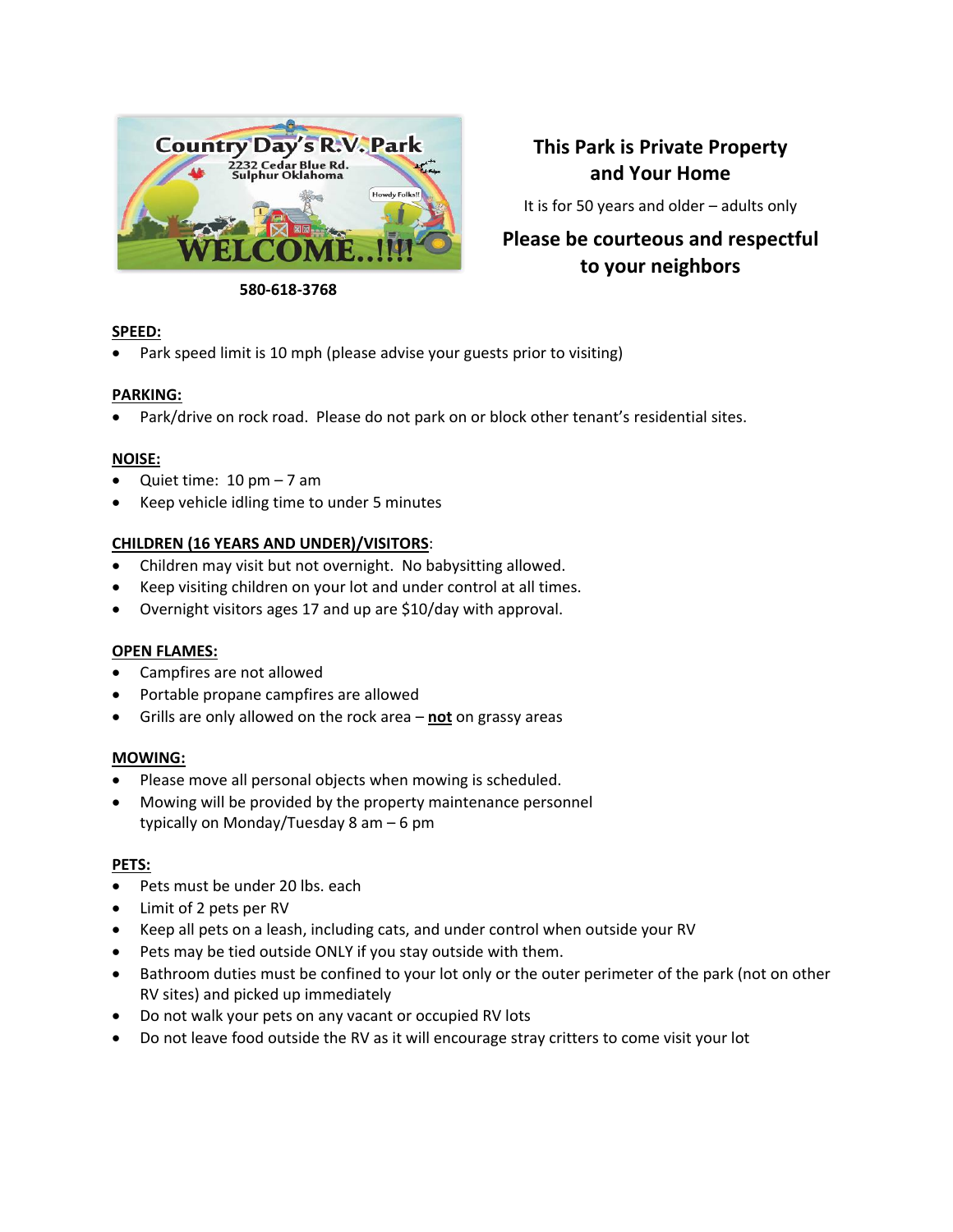580-618-3768

## This Park is Private Property and Your Home

It is for 50 years and older – adults only

## Please be courteous and respectful to your neighbors

**SPEED:**

- Park speed limit is 10 mph (please advise your guests prior to visiting)

**PARKING:**

- Park/drive on rock road. Please do not park on or block other tenant's residential sites.

**NOISE:**

- Quiet time: 10 pm – 7 am
- Keep vehicle idling time to under 5 minutes

**CHILDREN (16 YEARS AND UNDER)/VISITORS:**

- Children may visit but not overnight. No babysitting allowed.
- Keep visiting children on your lot and under control at all times.
- Overnight visitors ages 17 and up are $10/day with approval.

**OPEN FLAMES:**

- Campfires are not allowed
- Portable propane campfires are allowed
- Grills are only allowed on the rock area – **not** on grassy areas

**MOWING:**

- Please move all personal objects when mowing is scheduled.
- Mowing will be provided by the property maintenance personnel typically on Monday/Tuesday 8 am – 6 pm

**PETS:**

- Pets must be under 20 lbs. each
- Limit of 2 pets per RV
- Keep all pets on a leash, including cats, and under control when outside your RV
- Pets may be tied outside ONLY if you stay outside with them.
- Bathroom duties must be confined to your lot only or the outer perimeter of the park (not on other RV sites) and picked up immediately
- Do not walk your pets on any vacant or occupied RV lots
- Do not leave food outside the RV as it will encourage stray critters to come visit your lot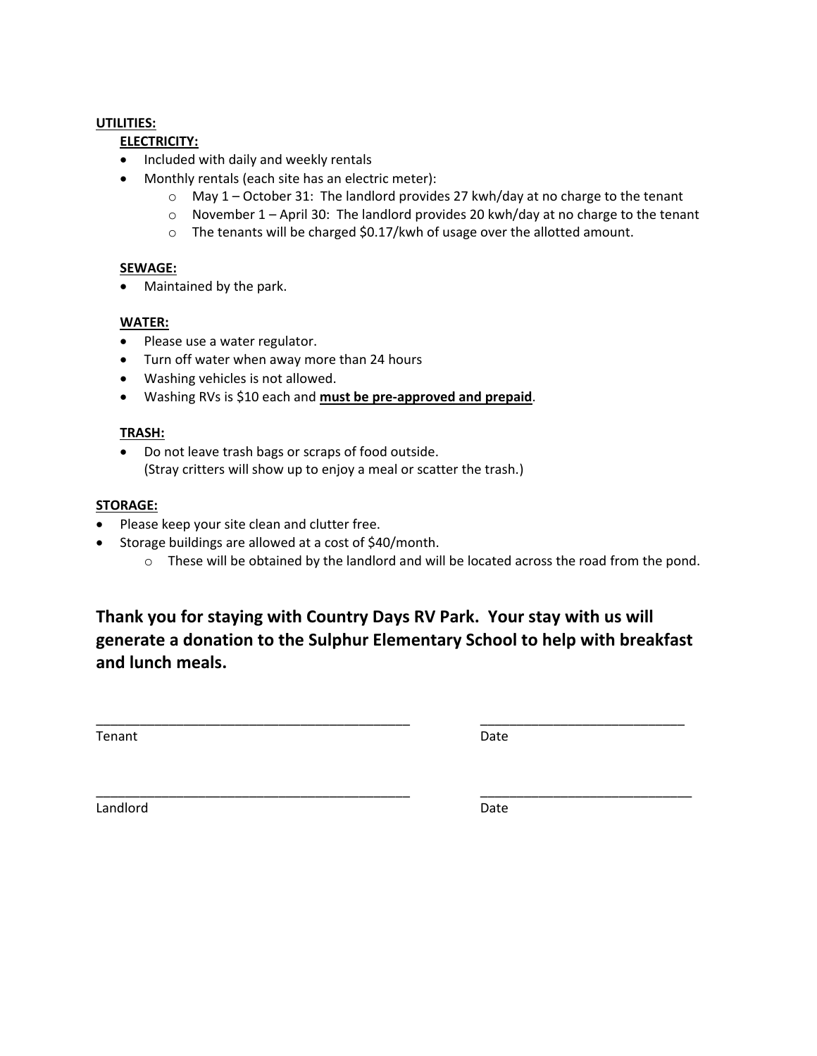**UTILITIES:**

**ELECTRICITY:**

- Included with daily and weekly rentals
- Monthly rentals (each site has an electric meter):
  - May 1 – October 31: The landlord provides 27 kwh/day at no charge to the tenant
  - November 1 – April 30: The landlord provides 20 kwh/day at no charge to the tenant
  - The tenants will be charged $0.17/kwh of usage over the allotted amount.

**SEWAGE:**

- Maintained by the park.

**WATER:**

- Please use a water regulator.
- Turn off water when away more than 24 hours
- Washing vehicles is not allowed.
- Washing RVs is $10 each and **must be pre-approved and prepaid**.

**TRASH:**

- Do not leave trash bags or scraps of food outside.
  (Stray critters will show up to enjoy a meal or scatter the trash.)

**STORAGE:**

- Please keep your site clean and clutter free.
- Storage buildings are allowed at a cost of $40/month.
  - These will be obtained by the landlord and will be located across the road from the pond.

**Thank you for staying with Country Days RV Park. Your stay with us will generate a donation to the Sulphur Elementary School to help with breakfast and lunch meals.**

_____________________________________________ Tenant

____________________________ Date

_____________________________________________ Landlord

____________________________ Date